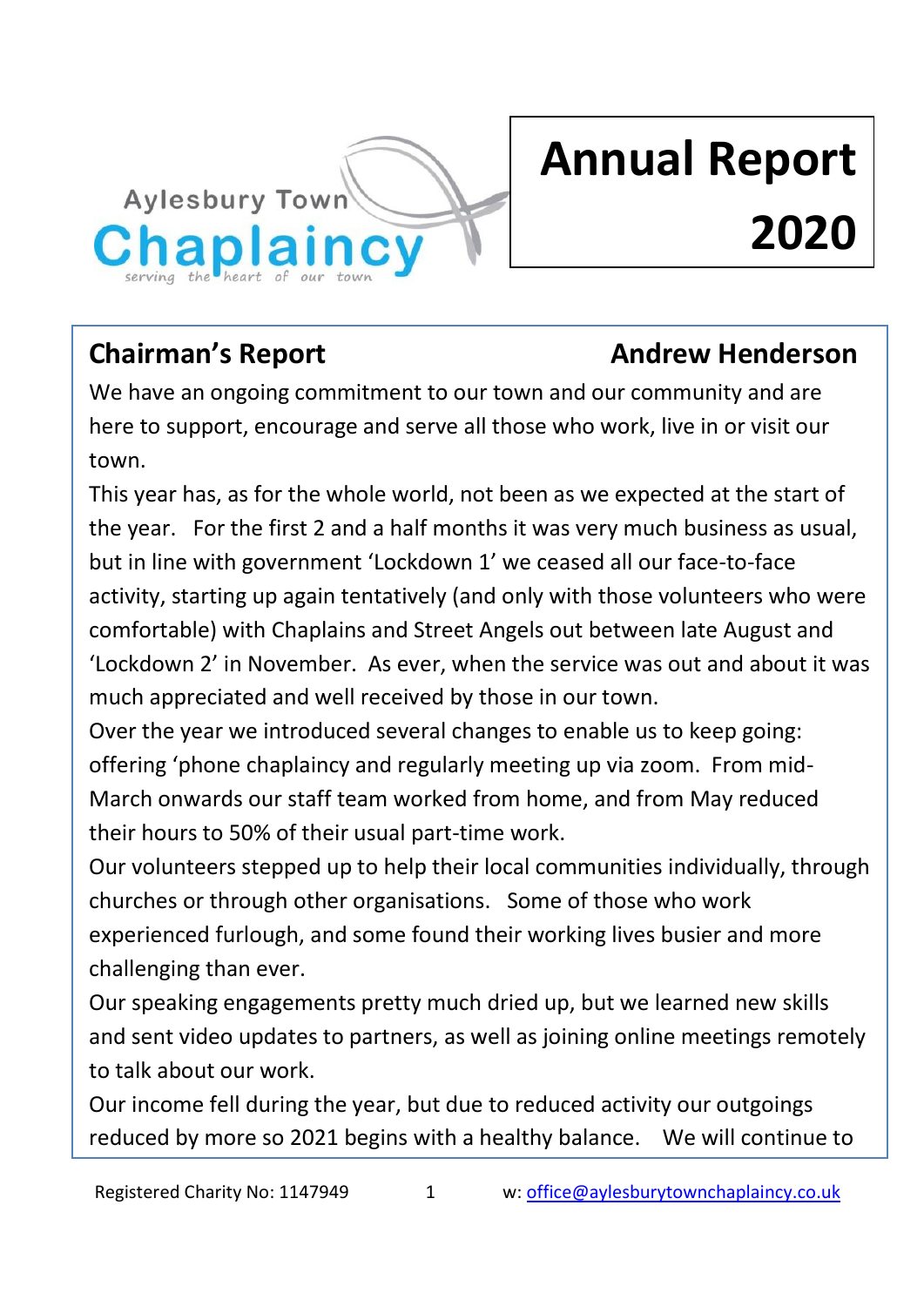Aylesbury Town

# Chaplaincy

serving the heart of our town

# Annual Report 2020

## Chairman's Report — Andrew Henderson

We have an ongoing commitment to our town and our community and are here to support, encourage and serve all those who work, live in or visit our town.

This year has, as for the whole world, not been as we expected at the start of the year. For the first 2 and a half months it was very much business as usual, but in line with government 'Lockdown 1' we ceased all our face-to-face activity, starting up again tentatively (and only with those volunteers who were comfortable) with Chaplains and Street Angels out between late August and 'Lockdown 2' in November. As ever, when the service was out and about it was much appreciated and well received by those in our town.

Over the year we introduced several changes to enable us to keep going: offering 'phone chaplaincy and regularly meeting up via zoom. From mid-March onwards our staff team worked from home, and from May reduced their hours to 50% of their usual part-time work.

Our volunteers stepped up to help their local communities individually, through churches or through other organisations. Some of those who work experienced furlough, and some found their working lives busier and more challenging than ever.

Our speaking engagements pretty much dried up, but we learned new skills and sent video updates to partners, as well as joining online meetings remotely to talk about our work.

Our income fell during the year, but due to reduced activity our outgoings reduced by more so 2021 begins with a healthy balance. We will continue to

Registered Charity No: 1147949 w: office@aylesburytownchaplaincy.co.uk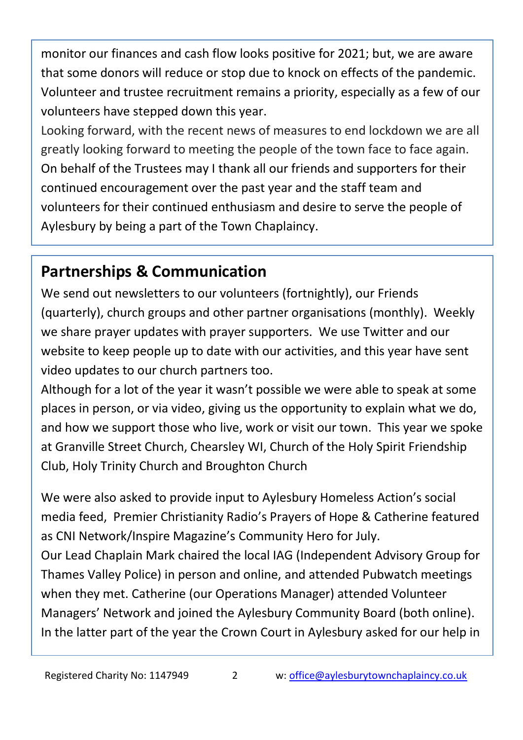monitor our finances and cash flow looks positive for 2021; but, we are aware that some donors will reduce or stop due to knock on effects of the pandemic. Volunteer and trustee recruitment remains a priority, especially as a few of our volunteers have stepped down this year.

Looking forward, with the recent news of measures to end lockdown we are all greatly looking forward to meeting the people of the town face to face again. On behalf of the Trustees may I thank all our friends and supporters for their continued encouragement over the past year and the staff team and volunteers for their continued enthusiasm and desire to serve the people of Aylesbury by being a part of the Town Chaplaincy.

## Partnerships & Communication

We send out newsletters to our volunteers (fortnightly), our Friends (quarterly), church groups and other partner organisations (monthly). Weekly we share prayer updates with prayer supporters. We use Twitter and our website to keep people up to date with our activities, and this year have sent video updates to our church partners too.

Although for a lot of the year it wasn't possible we were able to speak at some places in person, or via video, giving us the opportunity to explain what we do, and how we support those who live, work or visit our town. This year we spoke at Granville Street Church, Chearsley WI, Church of the Holy Spirit Friendship Club, Holy Trinity Church and Broughton Church

We were also asked to provide input to Aylesbury Homeless Action's social media feed, Premier Christianity Radio's Prayers of Hope & Catherine featured as CNI Network/Inspire Magazine's Community Hero for July.

Our Lead Chaplain Mark chaired the local IAG (Independent Advisory Group for Thames Valley Police) in person and online, and attended Pubwatch meetings when they met. Catherine (our Operations Manager) attended Volunteer Managers' Network and joined the Aylesbury Community Board (both online). In the latter part of the year the Crown Court in Aylesbury asked for our help in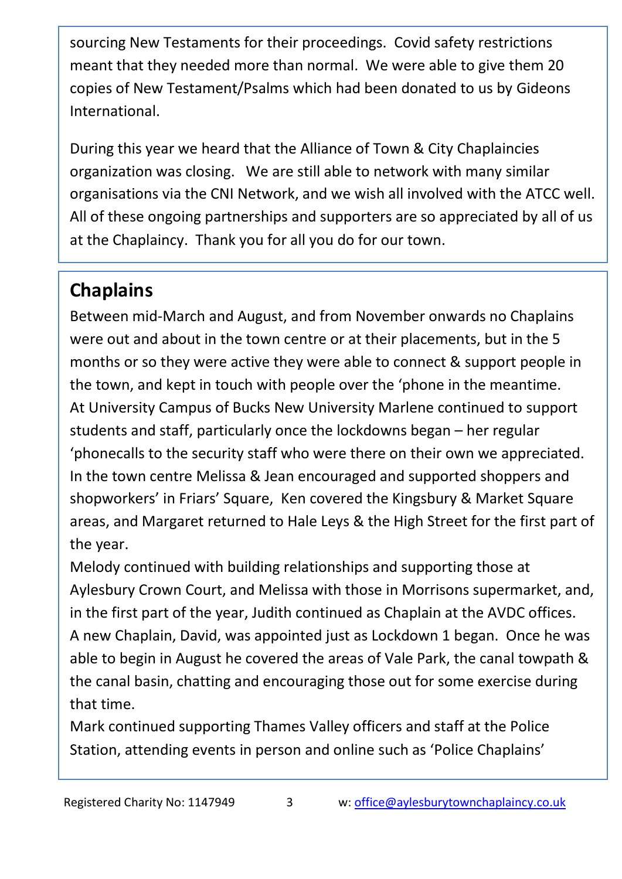sourcing New Testaments for their proceedings. Covid safety restrictions meant that they needed more than normal. We were able to give them 20 copies of New Testament/Psalms which had been donated to us by Gideons International.

During this year we heard that the Alliance of Town & City Chaplaincies organization was closing. We are still able to network with many similar organisations via the CNI Network, and we wish all involved with the ATCC well. All of these ongoing partnerships and supporters are so appreciated by all of us at the Chaplaincy. Thank you for all you do for our town.

## Chaplains

Between mid-March and August, and from November onwards no Chaplains were out and about in the town centre or at their placements, but in the 5 months or so they were active they were able to connect & support people in the town, and kept in touch with people over the 'phone in the meantime.
At University Campus of Bucks New University Marlene continued to support students and staff, particularly once the lockdowns began – her regular 'phonecalls to the security staff who were there on their own we appreciated.
In the town centre Melissa & Jean encouraged and supported shoppers and shopworkers' in Friars' Square, Ken covered the Kingsbury & Market Square areas, and Margaret returned to Hale Leys & the High Street for the first part of the year.
Melody continued with building relationships and supporting those at Aylesbury Crown Court, and Melissa with those in Morrisons supermarket, and, in the first part of the year, Judith continued as Chaplain at the AVDC offices.
A new Chaplain, David, was appointed just as Lockdown 1 began. Once he was able to begin in August he covered the areas of Vale Park, the canal towpath & the canal basin, chatting and encouraging those out for some exercise during that time.
Mark continued supporting Thames Valley officers and staff at the Police Station, attending events in person and online such as 'Police Chaplains'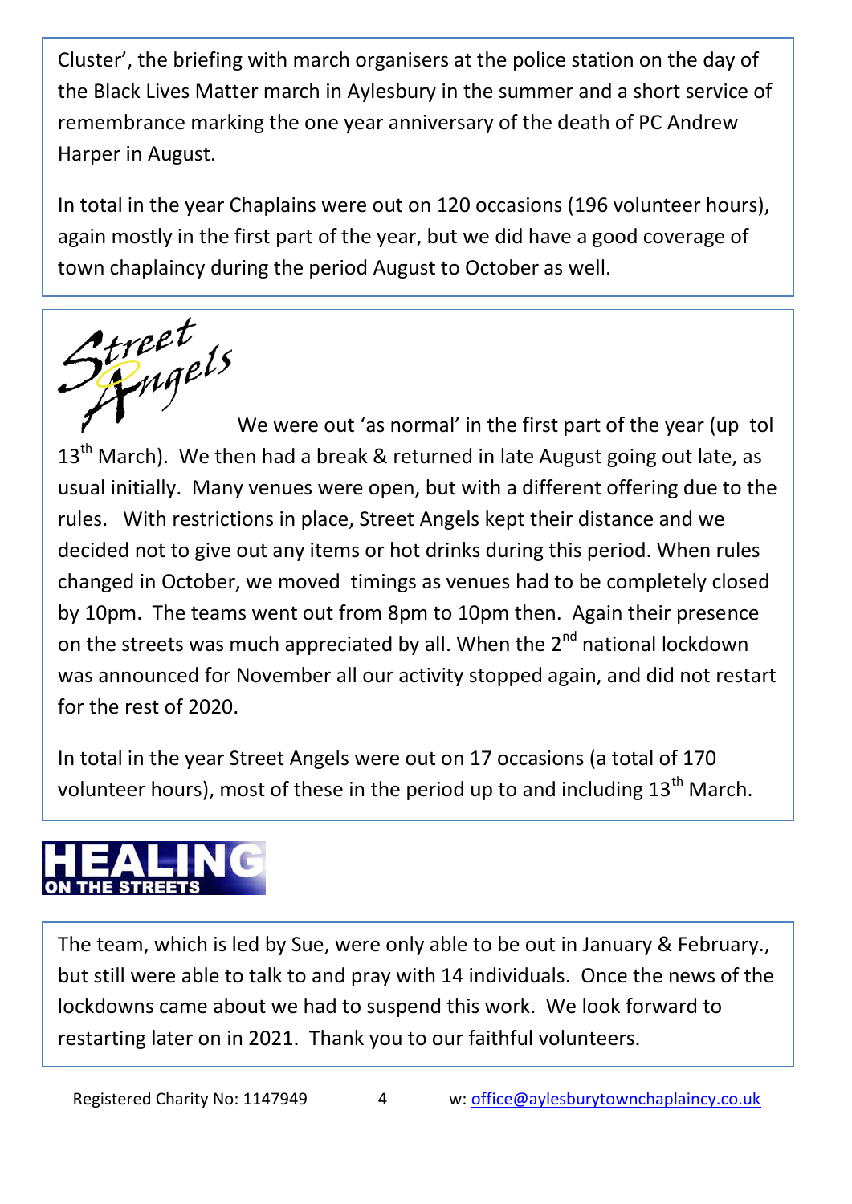Cluster', the briefing with march organisers at the police station on the day of the Black Lives Matter march in Aylesbury in the summer and a short service of remembrance marking the one year anniversary of the death of PC Andrew Harper in August.

In total in the year Chaplains were out on 120 occasions (196 volunteer hours), again mostly in the first part of the year, but we did have a good coverage of town chaplaincy during the period August to October as well.

## Street Angels

We were out 'as normal' in the first part of the year (up tol 13th March). We then had a break & returned in late August going out late, as usual initially. Many venues were open, but with a different offering due to the rules. With restrictions in place, Street Angels kept their distance and we decided not to give out any items or hot drinks during this period. When rules changed in October, we moved timings as venues had to be completely closed by 10pm. The teams went out from 8pm to 10pm then. Again their presence on the streets was much appreciated by all. When the 2nd national lockdown was announced for November all our activity stopped again, and did not restart for the rest of 2020.

In total in the year Street Angels were out on 17 occasions (a total of 170 volunteer hours), most of these in the period up to and including 13th March.

## HEALING ON THE STREETS

The team, which is led by Sue, were only able to be out in January & February., but still were able to talk to and pray with 14 individuals. Once the news of the lockdowns came about we had to suspend this work. We look forward to restarting later on in 2021. Thank you to our faithful volunteers.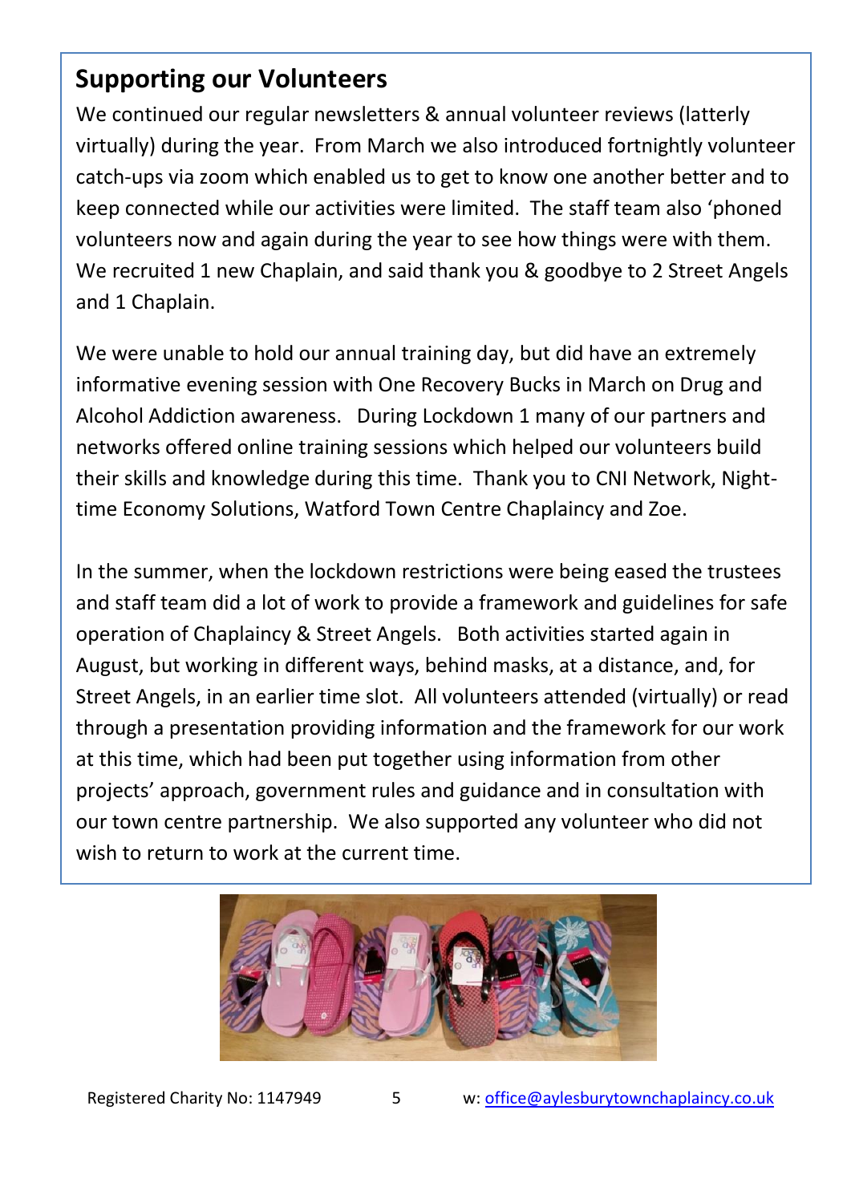## Supporting our Volunteers

We continued our regular newsletters & annual volunteer reviews (latterly virtually) during the year. From March we also introduced fortnightly volunteer catch-ups via zoom which enabled us to get to know one another better and to keep connected while our activities were limited. The staff team also 'phoned volunteers now and again during the year to see how things were with them. We recruited 1 new Chaplain, and said thank you & goodbye to 2 Street Angels and 1 Chaplain.

We were unable to hold our annual training day, but did have an extremely informative evening session with One Recovery Bucks in March on Drug and Alcohol Addiction awareness. During Lockdown 1 many of our partners and networks offered online training sessions which helped our volunteers build their skills and knowledge during this time. Thank you to CNI Network, Night-time Economy Solutions, Watford Town Centre Chaplaincy and Zoe.

In the summer, when the lockdown restrictions were being eased the trustees and staff team did a lot of work to provide a framework and guidelines for safe operation of Chaplaincy & Street Angels. Both activities started again in August, but working in different ways, behind masks, at a distance, and, for Street Angels, in an earlier time slot. All volunteers attended (virtually) or read through a presentation providing information and the framework for our work at this time, which had been put together using information from other projects' approach, government rules and guidance and in consultation with our town centre partnership. We also supported any volunteer who did not wish to return to work at the current time.

Registered Charity No: 1147949 w: office@aylesburytownchaplaincy.co.uk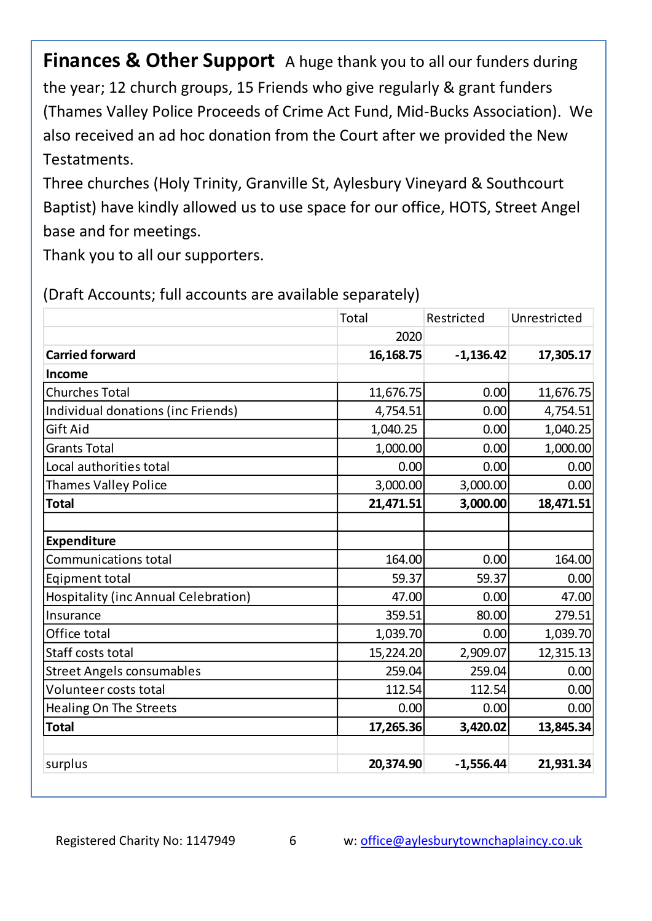**Finances & Other Support** A huge thank you to all our funders during the year; 12 church groups, 15 Friends who give regularly & grant funders (Thames Valley Police Proceeds of Crime Act Fund, Mid-Bucks Association). We also received an ad hoc donation from the Court after we provided the New Testaments.

Three churches (Holy Trinity, Granville St, Aylesbury Vineyard & Southcourt Baptist) have kindly allowed us to use space for our office, HOTS, Street Angel base and for meetings.

Thank you to all our supporters.

(Draft Accounts; full accounts are available separately)

| | Total | Restricted | Unrestricted |
|---|---|---|---|
| | 2020 | | |
| **Carried forward** | **16,168.75** | **-1,136.42** | **17,305.17** |
| **Income** | | | |
| Churches Total | 11,676.75 | 0.00 | 11,676.75 |
| Individual donations (inc Friends) | 4,754.51 | 0.00 | 4,754.51 |
| Gift Aid | 1,040.25 | 0.00 | 1,040.25 |
| Grants Total | 1,000.00 | 0.00 | 1,000.00 |
| Local authorities total | 0.00 | 0.00 | 0.00 |
| Thames Valley Police | 3,000.00 | 3,000.00 | 0.00 |
| **Total** | **21,471.51** | **3,000.00** | **18,471.51** |
| | | | |
| **Expenditure** | | | |
| Communications total | 164.00 | 0.00 | 164.00 |
| Eqipment total | 59.37 | 59.37 | 0.00 |
| Hospitality (inc Annual Celebration) | 47.00 | 0.00 | 47.00 |
| Insurance | 359.51 | 80.00 | 279.51 |
| Office total | 1,039.70 | 0.00 | 1,039.70 |
| Staff costs total | 15,224.20 | 2,909.07 | 12,315.13 |
| Street Angels consumables | 259.04 | 259.04 | 0.00 |
| Volunteer costs total | 112.54 | 112.54 | 0.00 |
| Healing On The Streets | 0.00 | 0.00 | 0.00 |
| **Total** | **17,265.36** | **3,420.02** | **13,845.34** |
| | | | |
| surplus | **20,374.90** | **-1,556.44** | **21,931.34** |

Registered Charity No: 1147949 w: office@aylesburytownchaplaincy.co.uk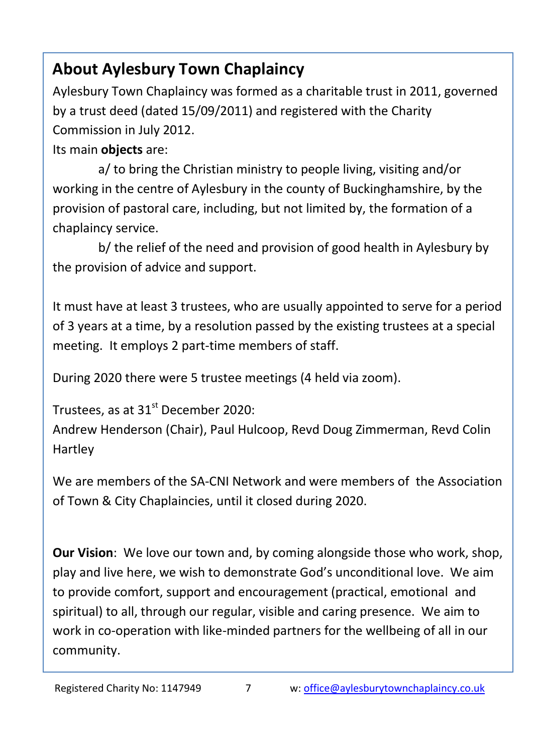## About Aylesbury Town Chaplaincy

Aylesbury Town Chaplaincy was formed as a charitable trust in 2011, governed by a trust deed (dated 15/09/2011) and registered with the Charity Commission in July 2012.

Its main **objects** are:

a/ to bring the Christian ministry to people living, visiting and/or working in the centre of Aylesbury in the county of Buckinghamshire, by the provision of pastoral care, including, but not limited by, the formation of a chaplaincy service.

b/ the relief of the need and provision of good health in Aylesbury by the provision of advice and support.

It must have at least 3 trustees, who are usually appointed to serve for a period of 3 years at a time, by a resolution passed by the existing trustees at a special meeting. It employs 2 part-time members of staff.

During 2020 there were 5 trustee meetings (4 held via zoom).

Trustees, as at 31st December 2020:
Andrew Henderson (Chair), Paul Hulcoop, Revd Doug Zimmerman, Revd Colin Hartley

We are members of the SA-CNI Network and were members of the Association of Town & City Chaplaincies, until it closed during 2020.

**Our Vision**: We love our town and, by coming alongside those who work, shop, play and live here, we wish to demonstrate God's unconditional love. We aim to provide comfort, support and encouragement (practical, emotional and spiritual) to all, through our regular, visible and caring presence. We aim to work in co-operation with like-minded partners for the wellbeing of all in our community.

Registered Charity No: 1147949 w: office@aylesburytownchaplaincy.co.uk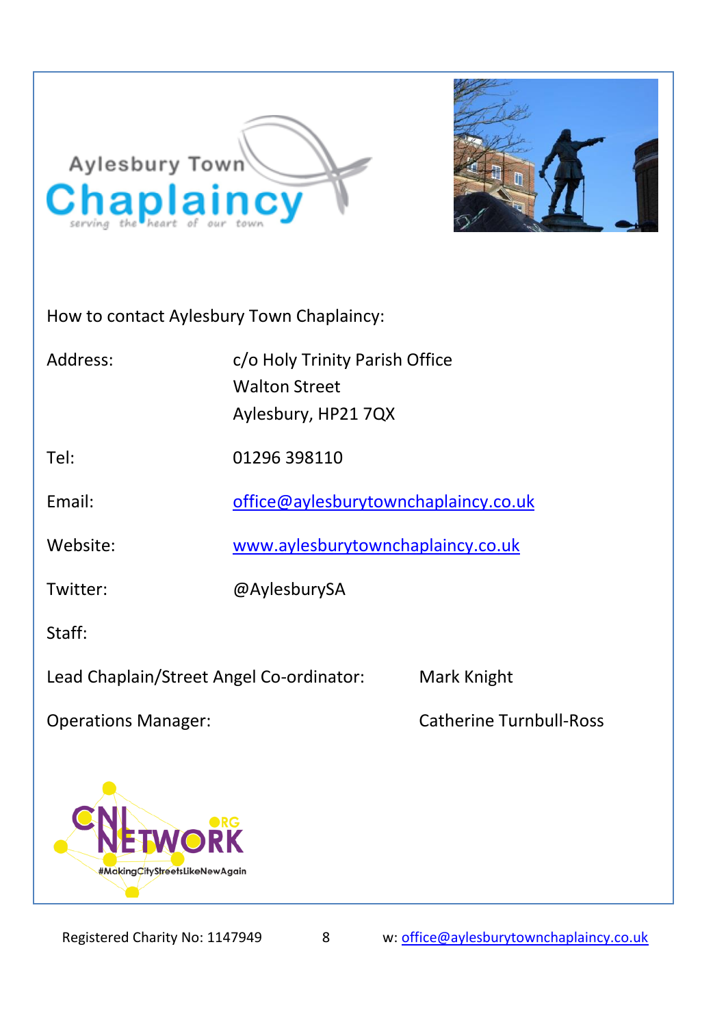Aylesbury Town

Chaplaincy

serving the heart of our town

How to contact Aylesbury Town Chaplaincy:

| | |
|---|---|
| Address: | c/o Holy Trinity Parish Office<br>Walton Street<br>Aylesbury, HP21 7QX |
| Tel: | 01296 398110 |
| Email: | office@aylesburytownchaplaincy.co.uk |
| Website: | www.aylesburytownchaplaincy.co.uk |
| Twitter: | @AylesburySA |

Staff:

| | |
|---|---|
| Lead Chaplain/Street Angel Co-ordinator: | Mark Knight |
| Operations Manager: | Catherine Turnbull-Ross |

CNI NETWORK .ORG

#MakingCityStreetsLikeNewAgain

Registered Charity No: 1147949

w: office@aylesburytownchaplaincy.co.uk